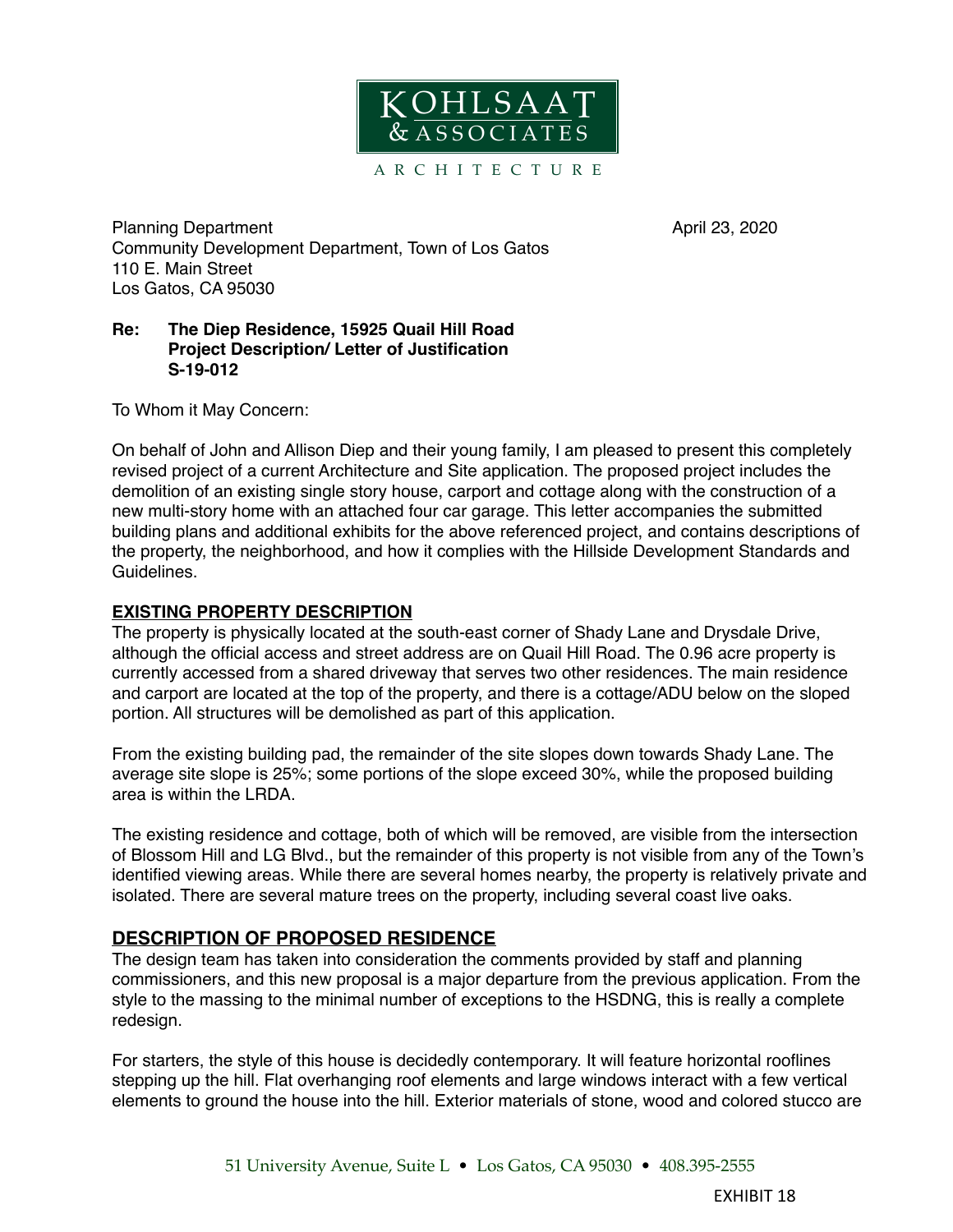**KOHLSAAT & ASSOCIATES**

ARCHITECTURE

Planning Department  
Community Development Department, Town of Los Gatos  
110 E. Main Street  
Los Gatos, CA 95030

April 23, 2020

**Re: The Diep Residence, 15925 Quail Hill Road**  
**Project Description/ Letter of Justification**  
**S-19-012**

To Whom it May Concern:

On behalf of John and Allison Diep and their young family, I am pleased to present this completely revised project of a current Architecture and Site application. The proposed project includes the demolition of an existing single story house, carport and cottage along with the construction of a new multi-story home with an attached four car garage. This letter accompanies the submitted building plans and additional exhibits for the above referenced project, and contains descriptions of the property, the neighborhood, and how it complies with the Hillside Development Standards and Guidelines.

## EXISTING PROPERTY DESCRIPTION

The property is physically located at the south-east corner of Shady Lane and Drysdale Drive, although the official access and street address are on Quail Hill Road. The 0.96 acre property is currently accessed from a shared driveway that serves two other residences. The main residence and carport are located at the top of the property, and there is a cottage/ADU below on the sloped portion. All structures will be demolished as part of this application.

From the existing building pad, the remainder of the site slopes down towards Shady Lane. The average site slope is 25%; some portions of the slope exceed 30%, while the proposed building area is within the LRDA.

The existing residence and cottage, both of which will be removed, are visible from the intersection of Blossom Hill and LG Blvd., but the remainder of this property is not visible from any of the Town's identified viewing areas. While there are several homes nearby, the property is relatively private and isolated. There are several mature trees on the property, including several coast live oaks.

## DESCRIPTION OF PROPOSED RESIDENCE

The design team has taken into consideration the comments provided by staff and planning commissioners, and this new proposal is a major departure from the previous application. From the style to the massing to the minimal number of exceptions to the HSDNG, this is really a complete redesign.

For starters, the style of this house is decidedly contemporary. It will feature horizontal rooflines stepping up the hill. Flat overhanging roof elements and large windows interact with a few vertical elements to ground the house into the hill. Exterior materials of stone, wood and colored stucco are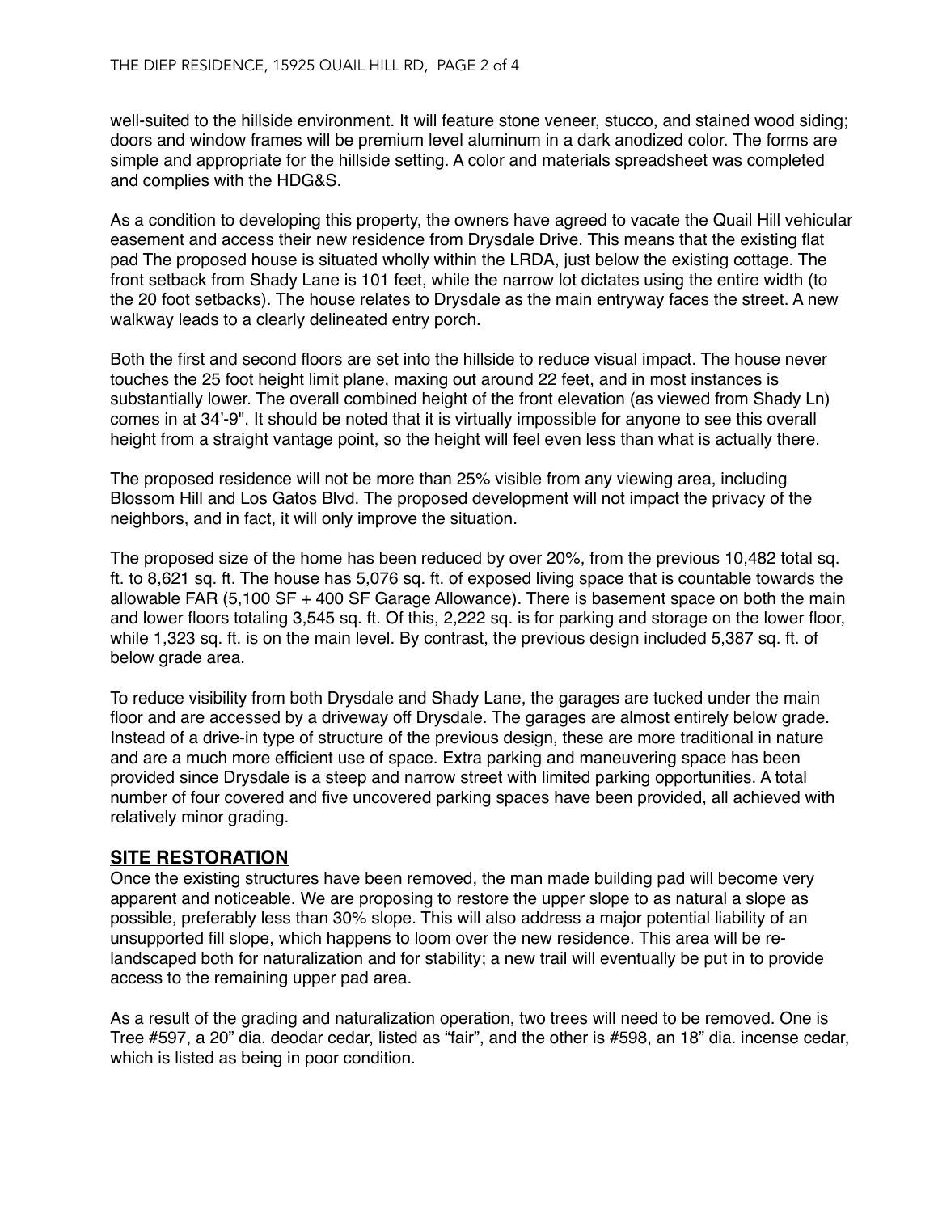well-suited to the hillside environment. It will feature stone veneer, stucco, and stained wood siding; doors and window frames will be premium level aluminum in a dark anodized color. The forms are simple and appropriate for the hillside setting. A color and materials spreadsheet was completed and complies with the HDG&S.

As a condition to developing this property, the owners have agreed to vacate the Quail Hill vehicular easement and access their new residence from Drysdale Drive. This means that the existing flat pad The proposed house is situated wholly within the LRDA, just below the existing cottage. The front setback from Shady Lane is 101 feet, while the narrow lot dictates using the entire width (to the 20 foot setbacks). The house relates to Drysdale as the main entryway faces the street. A new walkway leads to a clearly delineated entry porch.

Both the first and second floors are set into the hillside to reduce visual impact. The house never touches the 25 foot height limit plane, maxing out around 22 feet, and in most instances is substantially lower. The overall combined height of the front elevation (as viewed from Shady Ln) comes in at 34'-9". It should be noted that it is virtually impossible for anyone to see this overall height from a straight vantage point, so the height will feel even less than what is actually there.

The proposed residence will not be more than 25% visible from any viewing area, including Blossom Hill and Los Gatos Blvd. The proposed development will not impact the privacy of the neighbors, and in fact, it will only improve the situation.

The proposed size of the home has been reduced by over 20%, from the previous 10,482 total sq. ft. to 8,621 sq. ft. The house has 5,076 sq. ft. of exposed living space that is countable towards the allowable FAR (5,100 SF + 400 SF Garage Allowance). There is basement space on both the main and lower floors totaling 3,545 sq. ft. Of this, 2,222 sq. is for parking and storage on the lower floor, while 1,323 sq. ft. is on the main level. By contrast, the previous design included 5,387 sq. ft. of below grade area.

To reduce visibility from both Drysdale and Shady Lane, the garages are tucked under the main floor and are accessed by a driveway off Drysdale. The garages are almost entirely below grade. Instead of a drive-in type of structure of the previous design, these are more traditional in nature and are a much more efficient use of space. Extra parking and maneuvering space has been provided since Drysdale is a steep and narrow street with limited parking opportunities. A total number of four covered and five uncovered parking spaces have been provided, all achieved with relatively minor grading.

## **SITE RESTORATION**

Once the existing structures have been removed, the man made building pad will become very apparent and noticeable. We are proposing to restore the upper slope to as natural a slope as possible, preferably less than 30% slope. This will also address a major potential liability of an unsupported fill slope, which happens to loom over the new residence. This area will be re-landscaped both for naturalization and for stability; a new trail will eventually be put in to provide access to the remaining upper pad area.

As a result of the grading and naturalization operation, two trees will need to be removed. One is Tree #597, a 20" dia. deodar cedar, listed as "fair", and the other is #598, an 18" dia. incense cedar, which is listed as being in poor condition.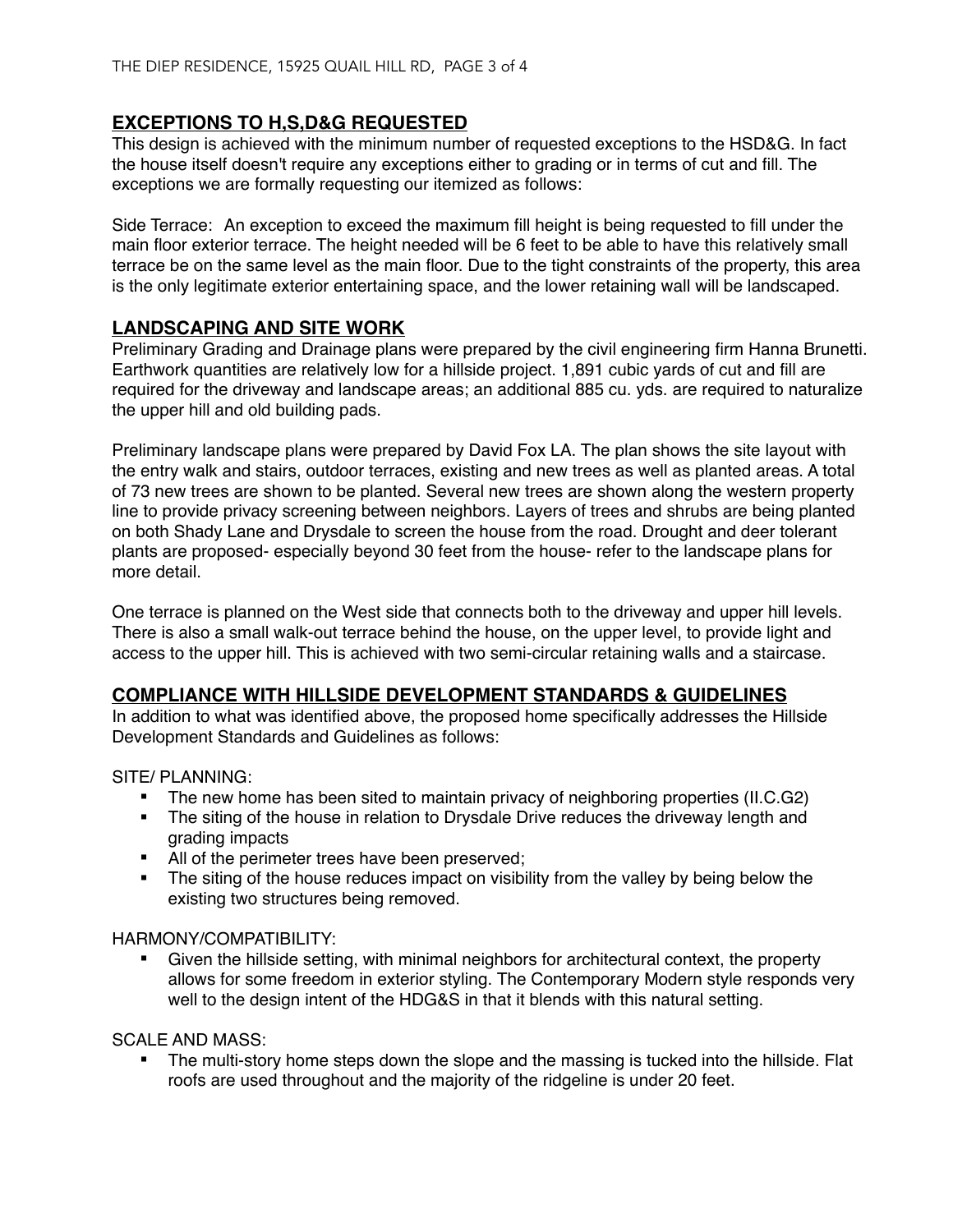## EXCEPTIONS TO H,S,D&G REQUESTED

This design is achieved with the minimum number of requested exceptions to the HSD&G. In fact the house itself doesn't require any exceptions either to grading or in terms of cut and fill. The exceptions we are formally requesting our itemized as follows:

Side Terrace: An exception to exceed the maximum fill height is being requested to fill under the main floor exterior terrace. The height needed will be 6 feet to be able to have this relatively small terrace be on the same level as the main floor. Due to the tight constraints of the property, this area is the only legitimate exterior entertaining space, and the lower retaining wall will be landscaped.

## LANDSCAPING AND SITE WORK

Preliminary Grading and Drainage plans were prepared by the civil engineering firm Hanna Brunetti. Earthwork quantities are relatively low for a hillside project. 1,891 cubic yards of cut and fill are required for the driveway and landscape areas; an additional 885 cu. yds. are required to naturalize the upper hill and old building pads.

Preliminary landscape plans were prepared by David Fox LA. The plan shows the site layout with the entry walk and stairs, outdoor terraces, existing and new trees as well as planted areas. A total of 73 new trees are shown to be planted. Several new trees are shown along the western property line to provide privacy screening between neighbors. Layers of trees and shrubs are being planted on both Shady Lane and Drysdale to screen the house from the road. Drought and deer tolerant plants are proposed- especially beyond 30 feet from the house- refer to the landscape plans for more detail.

One terrace is planned on the West side that connects both to the driveway and upper hill levels. There is also a small walk-out terrace behind the house, on the upper level, to provide light and access to the upper hill. This is achieved with two semi-circular retaining walls and a staircase.

## COMPLIANCE WITH HILLSIDE DEVELOPMENT STANDARDS & GUIDELINES

In addition to what was identified above, the proposed home specifically addresses the Hillside Development Standards and Guidelines as follows:

SITE/ PLANNING:

- The new home has been sited to maintain privacy of neighboring properties (II.C.G2)
- The siting of the house in relation to Drysdale Drive reduces the driveway length and grading impacts
- All of the perimeter trees have been preserved;
- The siting of the house reduces impact on visibility from the valley by being below the existing two structures being removed.

HARMONY/COMPATIBILITY:

- Given the hillside setting, with minimal neighbors for architectural context, the property allows for some freedom in exterior styling. The Contemporary Modern style responds very well to the design intent of the HDG&S in that it blends with this natural setting.

SCALE AND MASS:

- The multi-story home steps down the slope and the massing is tucked into the hillside. Flat roofs are used throughout and the majority of the ridgeline is under 20 feet.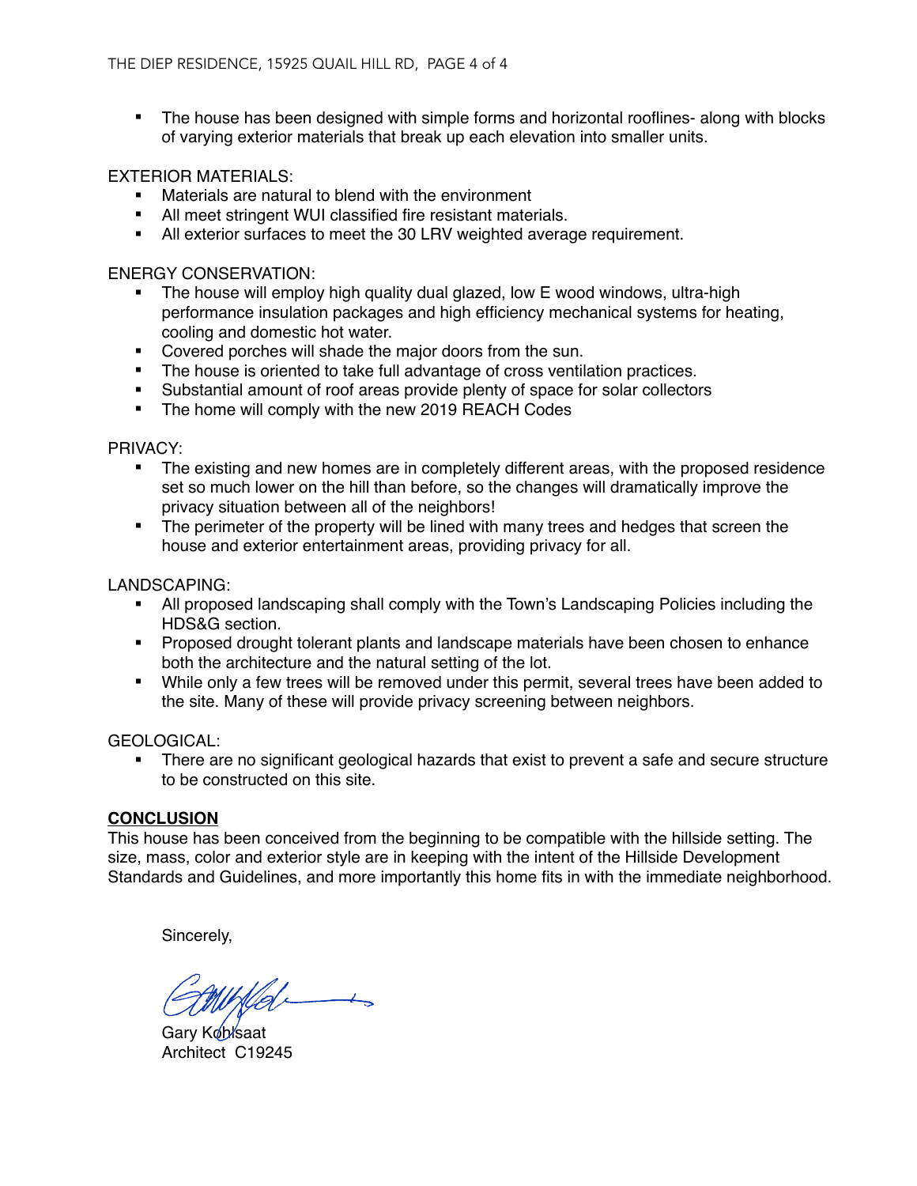- The house has been designed with simple forms and horizontal rooflines- along with blocks of varying exterior materials that break up each elevation into smaller units.

EXTERIOR MATERIALS:

- Materials are natural to blend with the environment
- All meet stringent WUI classified fire resistant materials.
- All exterior surfaces to meet the 30 LRV weighted average requirement.

ENERGY CONSERVATION:

- The house will employ high quality dual glazed, low E wood windows, ultra-high performance insulation packages and high efficiency mechanical systems for heating, cooling and domestic hot water.
- Covered porches will shade the major doors from the sun.
- The house is oriented to take full advantage of cross ventilation practices.
- Substantial amount of roof areas provide plenty of space for solar collectors
- The home will comply with the new 2019 REACH Codes

PRIVACY:

- The existing and new homes are in completely different areas, with the proposed residence set so much lower on the hill than before, so the changes will dramatically improve the privacy situation between all of the neighbors!
- The perimeter of the property will be lined with many trees and hedges that screen the house and exterior entertainment areas, providing privacy for all.

LANDSCAPING:

- All proposed landscaping shall comply with the Town's Landscaping Policies including the HDS&G section.
- Proposed drought tolerant plants and landscape materials have been chosen to enhance both the architecture and the natural setting of the lot.
- While only a few trees will be removed under this permit, several trees have been added to the site. Many of these will provide privacy screening between neighbors.

GEOLOGICAL:

- There are no significant geological hazards that exist to prevent a safe and secure structure to be constructed on this site.

**CONCLUSION**

This house has been conceived from the beginning to be compatible with the hillside setting. The size, mass, color and exterior style are in keeping with the intent of the Hillside Development Standards and Guidelines, and more importantly this home fits in with the immediate neighborhood.

Sincerely,

Gary Kohlsaat
Architect C19245